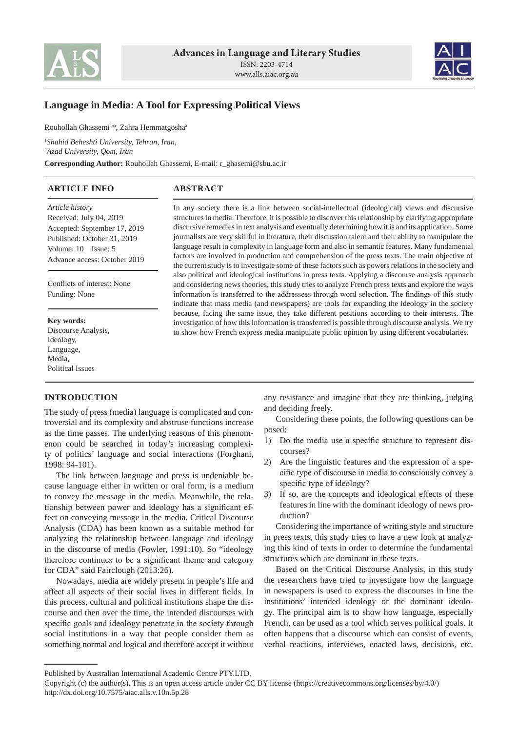# Language in Media: A Tool for Expressing Political Views

Rouhollah Ghassemi[1]*, Zahra Hemmatgosha[2]

[1]*Shahid Beheshti University, Tehran, Iran,*
[2]*Azad University, Qom, Iran*

**Corresponding Author:** Rouhollah Ghassemi, E-mail: r_ghasemi@sbu.ac.ir

## ARTICLE INFO

*Article history*
Received: July 04, 2019
Accepted: September 17, 2019
Published: October 31, 2019
Volume: 10 Issue: 5
Advance access: October 2019

Conflicts of interest: None
Funding: None

**Key words:**
Discourse Analysis,
Ideology,
Language,
Media,
Political Issues

## ABSTRACT

In any society there is a link between social-intellectual (ideological) views and discursive structures in media. Therefore, it is possible to discover this relationship by clarifying appropriate discursive remedies in text analysis and eventually determining how it is and its application. Some journalists are very skillful in literature, their discussion talent and their ability to manipulate the language result in complexity in language form and also in semantic features. Many fundamental factors are involved in production and comprehension of the press texts. The main objective of the current study is to investigate some of these factors such as powers relations in the society and also political and ideological institutions in press texts. Applying a discourse analysis approach and considering news theories, this study tries to analyze French press texts and explore the ways information is transferred to the addressees through word selection. The findings of this study indicate that mass media (and newspapers) are tools for expanding the ideology in the society because, facing the same issue, they take different positions according to their interests. The investigation of how this information is transferred is possible through discourse analysis. We try to show how French express media manipulate public opinion by using different vocabularies.

## INTRODUCTION

The study of press (media) language is complicated and controversial and its complexity and abstruse functions increase as the time passes. The underlying reasons of this phenomenon could be searched in today's increasing complexity of politics' language and social interactions (Forghani, 1998: 94-101).

The link between language and press is undeniable because language either in written or oral form, is a medium to convey the message in the media. Meanwhile, the relationship between power and ideology has a significant effect on conveying message in the media. Critical Discourse Analysis (CDA) has been known as a suitable method for analyzing the relationship between language and ideology in the discourse of media (Fowler, 1991:10). So "ideology therefore continues to be a significant theme and category for CDA" said Fairclough (2013:26).

Nowadays, media are widely present in people's life and affect all aspects of their social lives in different fields. In this process, cultural and political institutions shape the discourse and then over the time, the intended discourses with specific goals and ideology penetrate in the society through social institutions in a way that people consider them as something normal and logical and therefore accept it without any resistance and imagine that they are thinking, judging and deciding freely.

Considering these points, the following questions can be posed:

1) Do the media use a specific structure to represent discourses?
2) Are the linguistic features and the expression of a specific type of discourse in media to consciously convey a specific type of ideology?
3) If so, are the concepts and ideological effects of these features in line with the dominant ideology of news production?

Considering the importance of writing style and structure in press texts, this study tries to have a new look at analyzing this kind of texts in order to determine the fundamental structures which are dominant in these texts.

Based on the Critical Discourse Analysis, in this study the researchers have tried to investigate how the language in newspapers is used to express the discourses in line the institutions' intended ideology or the dominant ideology. The principal aim is to show how language, especially French, can be used as a tool which serves political goals. It often happens that a discourse which can consist of events, verbal reactions, interviews, enacted laws, decisions, etc.

Published by Australian International Academic Centre PTY.LTD.
Copyright (c) the author(s). This is an open access article under CC BY license (https://creativecommons.org/licenses/by/4.0/)
http://dx.doi.org/10.7575/aiac.alls.v.10n.5p.28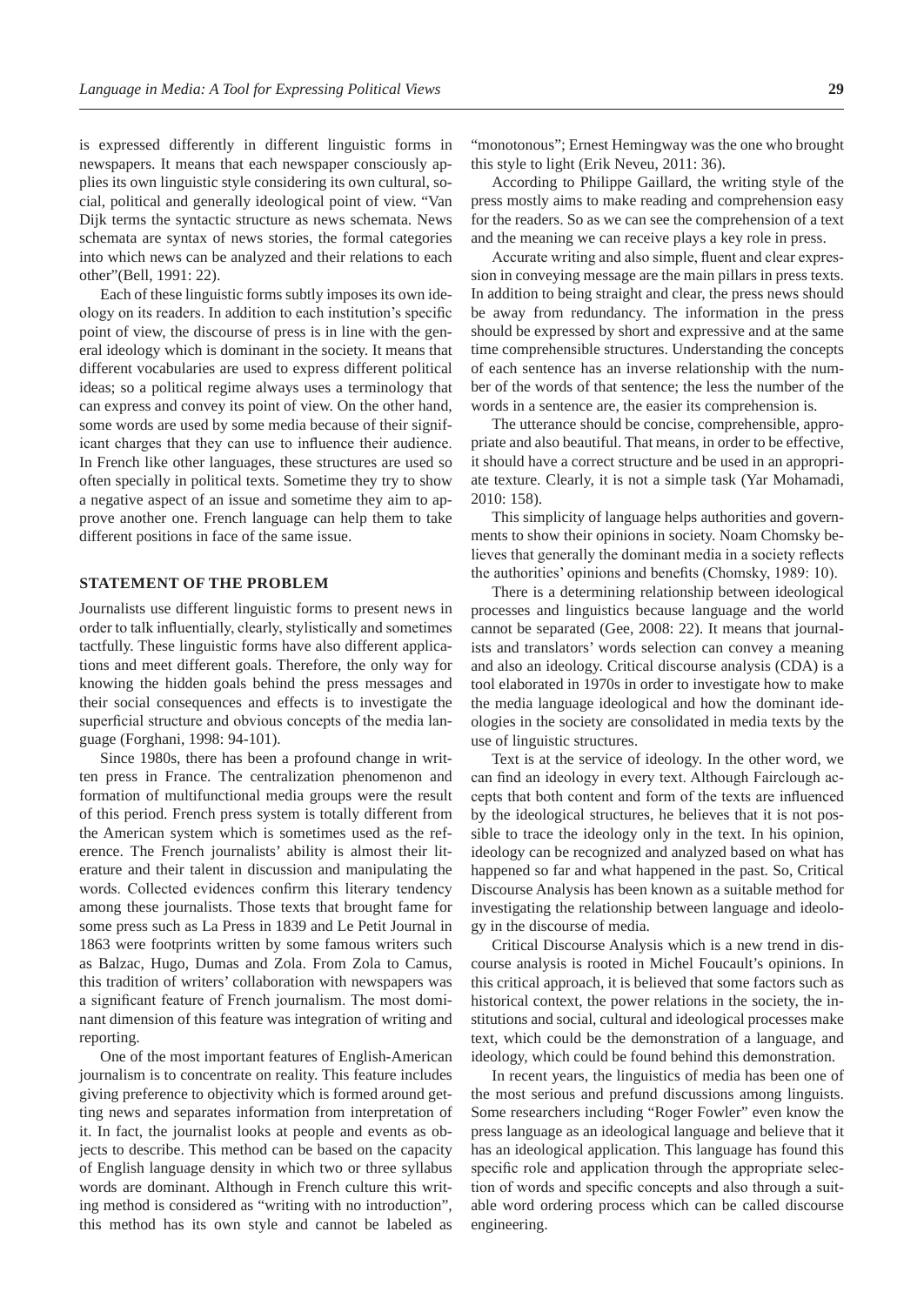is expressed differently in different linguistic forms in newspapers. It means that each newspaper consciously applies its own linguistic style considering its own cultural, social, political and generally ideological point of view. "Van Dijk terms the syntactic structure as news schemata. News schemata are syntax of news stories, the formal categories into which news can be analyzed and their relations to each other"(Bell, 1991: 22).

Each of these linguistic forms subtly imposes its own ideology on its readers. In addition to each institution's specific point of view, the discourse of press is in line with the general ideology which is dominant in the society. It means that different vocabularies are used to express different political ideas; so a political regime always uses a terminology that can express and convey its point of view. On the other hand, some words are used by some media because of their significant charges that they can use to influence their audience. In French like other languages, these structures are used so often specially in political texts. Sometime they try to show a negative aspect of an issue and sometime they aim to approve another one. French language can help them to take different positions in face of the same issue.

## STATEMENT OF THE PROBLEM

Journalists use different linguistic forms to present news in order to talk influentially, clearly, stylistically and sometimes tactfully. These linguistic forms have also different applications and meet different goals. Therefore, the only way for knowing the hidden goals behind the press messages and their social consequences and effects is to investigate the superficial structure and obvious concepts of the media language (Forghani, 1998: 94-101).

Since 1980s, there has been a profound change in written press in France. The centralization phenomenon and formation of multifunctional media groups were the result of this period. French press system is totally different from the American system which is sometimes used as the reference. The French journalists' ability is almost their literature and their talent in discussion and manipulating the words. Collected evidences confirm this literary tendency among these journalists. Those texts that brought fame for some press such as La Press in 1839 and Le Petit Journal in 1863 were footprints written by some famous writers such as Balzac, Hugo, Dumas and Zola. From Zola to Camus, this tradition of writers' collaboration with newspapers was a significant feature of French journalism. The most dominant dimension of this feature was integration of writing and reporting.

One of the most important features of English-American journalism is to concentrate on reality. This feature includes giving preference to objectivity which is formed around getting news and separates information from interpretation of it. In fact, the journalist looks at people and events as objects to describe. This method can be based on the capacity of English language density in which two or three syllabus words are dominant. Although in French culture this writing method is considered as "writing with no introduction", this method has its own style and cannot be labeled as "monotonous"; Ernest Hemingway was the one who brought this style to light (Erik Neveu, 2011: 36).

According to Philippe Gaillard, the writing style of the press mostly aims to make reading and comprehension easy for the readers. So as we can see the comprehension of a text and the meaning we can receive plays a key role in press.

Accurate writing and also simple, fluent and clear expression in conveying message are the main pillars in press texts. In addition to being straight and clear, the press news should be away from redundancy. The information in the press should be expressed by short and expressive and at the same time comprehensible structures. Understanding the concepts of each sentence has an inverse relationship with the number of the words of that sentence; the less the number of the words in a sentence are, the easier its comprehension is.

The utterance should be concise, comprehensible, appropriate and also beautiful. That means, in order to be effective, it should have a correct structure and be used in an appropriate texture. Clearly, it is not a simple task (Yar Mohamadi, 2010: 158).

This simplicity of language helps authorities and governments to show their opinions in society. Noam Chomsky believes that generally the dominant media in a society reflects the authorities' opinions and benefits (Chomsky, 1989: 10).

There is a determining relationship between ideological processes and linguistics because language and the world cannot be separated (Gee, 2008: 22). It means that journalists and translators' words selection can convey a meaning and also an ideology. Critical discourse analysis (CDA) is a tool elaborated in 1970s in order to investigate how to make the media language ideological and how the dominant ideologies in the society are consolidated in media texts by the use of linguistic structures.

Text is at the service of ideology. In the other word, we can find an ideology in every text. Although Fairclough accepts that both content and form of the texts are influenced by the ideological structures, he believes that it is not possible to trace the ideology only in the text. In his opinion, ideology can be recognized and analyzed based on what has happened so far and what happened in the past. So, Critical Discourse Analysis has been known as a suitable method for investigating the relationship between language and ideology in the discourse of media.

Critical Discourse Analysis which is a new trend in discourse analysis is rooted in Michel Foucault's opinions. In this critical approach, it is believed that some factors such as historical context, the power relations in the society, the institutions and social, cultural and ideological processes make text, which could be the demonstration of a language, and ideology, which could be found behind this demonstration.

In recent years, the linguistics of media has been one of the most serious and prefund discussions among linguists. Some researchers including "Roger Fowler" even know the press language as an ideological language and believe that it has an ideological application. This language has found this specific role and application through the appropriate selection of words and specific concepts and also through a suitable word ordering process which can be called discourse engineering.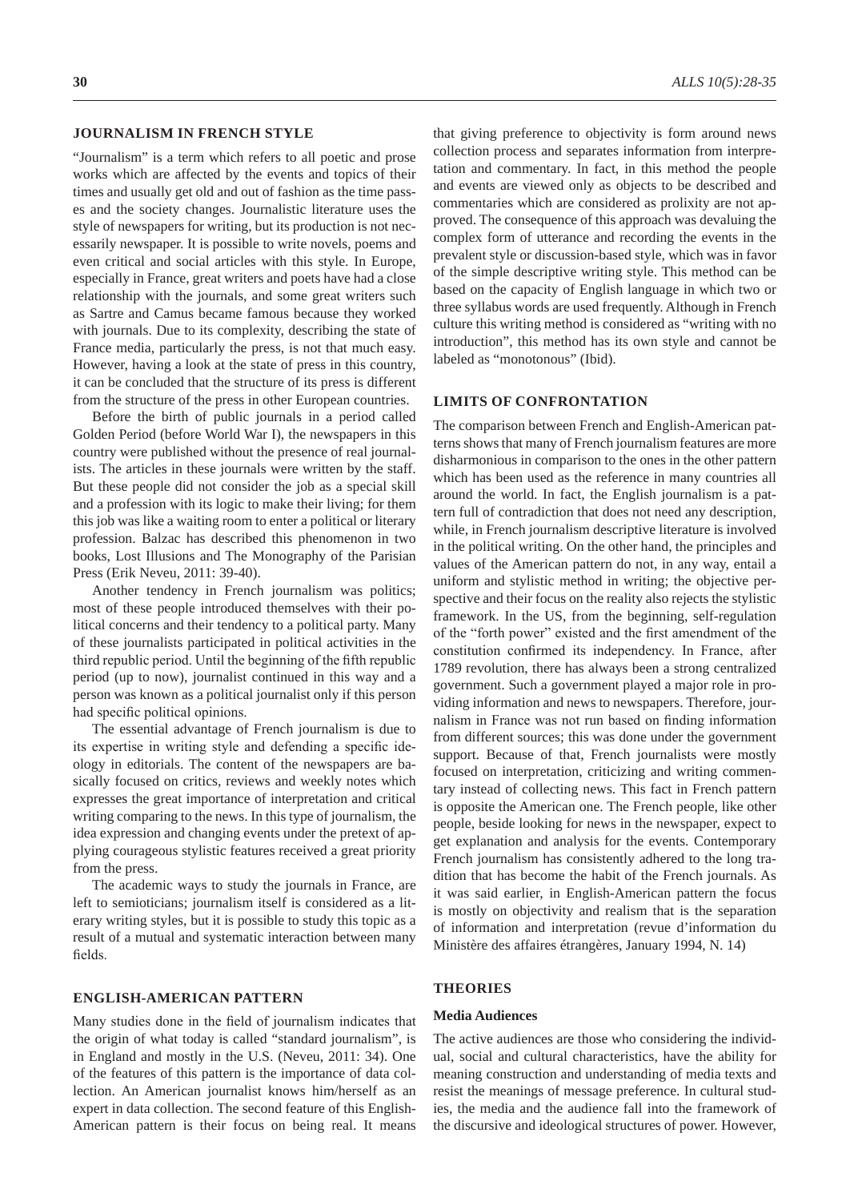## JOURNALISM IN FRENCH STYLE

"Journalism" is a term which refers to all poetic and prose works which are affected by the events and topics of their times and usually get old and out of fashion as the time passes and the society changes. Journalistic literature uses the style of newspapers for writing, but its production is not necessarily newspaper. It is possible to write novels, poems and even critical and social articles with this style. In Europe, especially in France, great writers and poets have had a close relationship with the journals, and some great writers such as Sartre and Camus became famous because they worked with journals. Due to its complexity, describing the state of France media, particularly the press, is not that much easy. However, having a look at the state of press in this country, it can be concluded that the structure of its press is different from the structure of the press in other European countries.

Before the birth of public journals in a period called Golden Period (before World War I), the newspapers in this country were published without the presence of real journalists. The articles in these journals were written by the staff. But these people did not consider the job as a special skill and a profession with its logic to make their living; for them this job was like a waiting room to enter a political or literary profession. Balzac has described this phenomenon in two books, Lost Illusions and The Monography of the Parisian Press (Erik Neveu, 2011: 39-40).

Another tendency in French journalism was politics; most of these people introduced themselves with their political concerns and their tendency to a political party. Many of these journalists participated in political activities in the third republic period. Until the beginning of the fifth republic period (up to now), journalist continued in this way and a person was known as a political journalist only if this person had specific political opinions.

The essential advantage of French journalism is due to its expertise in writing style and defending a specific ideology in editorials. The content of the newspapers are basically focused on critics, reviews and weekly notes which expresses the great importance of interpretation and critical writing comparing to the news. In this type of journalism, the idea expression and changing events under the pretext of applying courageous stylistic features received a great priority from the press.

The academic ways to study the journals in France, are left to semioticians; journalism itself is considered as a literary writing styles, but it is possible to study this topic as a result of a mutual and systematic interaction between many fields.

## ENGLISH-AMERICAN PATTERN

Many studies done in the field of journalism indicates that the origin of what today is called "standard journalism", is in England and mostly in the U.S. (Neveu, 2011: 34). One of the features of this pattern is the importance of data collection. An American journalist knows him/herself as an expert in data collection. The second feature of this English-American pattern is their focus on being real. It means that giving preference to objectivity is form around news collection process and separates information from interpretation and commentary. In fact, in this method the people and events are viewed only as objects to be described and commentaries which are considered as prolixity are not approved. The consequence of this approach was devaluing the complex form of utterance and recording the events in the prevalent style or discussion-based style, which was in favor of the simple descriptive writing style. This method can be based on the capacity of English language in which two or three syllabus words are used frequently. Although in French culture this writing method is considered as "writing with no introduction", this method has its own style and cannot be labeled as "monotonous" (Ibid).

## LIMITS OF CONFRONTATION

The comparison between French and English-American patterns shows that many of French journalism features are more disharmonious in comparison to the ones in the other pattern which has been used as the reference in many countries all around the world. In fact, the English journalism is a pattern full of contradiction that does not need any description, while, in French journalism descriptive literature is involved in the political writing. On the other hand, the principles and values of the American pattern do not, in any way, entail a uniform and stylistic method in writing; the objective perspective and their focus on the reality also rejects the stylistic framework. In the US, from the beginning, self-regulation of the "forth power" existed and the first amendment of the constitution confirmed its independency. In France, after 1789 revolution, there has always been a strong centralized government. Such a government played a major role in providing information and news to newspapers. Therefore, journalism in France was not run based on finding information from different sources; this was done under the government support. Because of that, French journalists were mostly focused on interpretation, criticizing and writing commentary instead of collecting news. This fact in French pattern is opposite the American one. The French people, like other people, beside looking for news in the newspaper, expect to get explanation and analysis for the events. Contemporary French journalism has consistently adhered to the long tradition that has become the habit of the French journals. As it was said earlier, in English-American pattern the focus is mostly on objectivity and realism that is the separation of information and interpretation (revue d'information du Ministère des affaires étrangères, January 1994, N. 14)

## THEORIES

### Media Audiences

The active audiences are those who considering the individual, social and cultural characteristics, have the ability for meaning construction and understanding of media texts and resist the meanings of message preference. In cultural studies, the media and the audience fall into the framework of the discursive and ideological structures of power. However,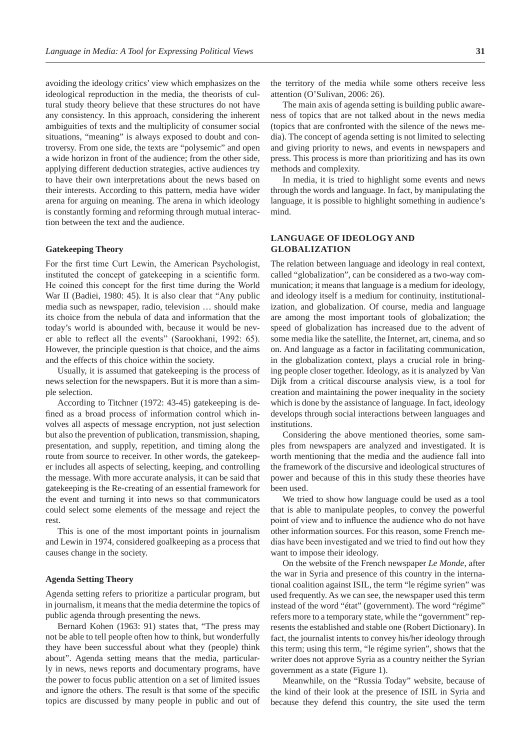avoiding the ideology critics' view which emphasizes on the ideological reproduction in the media, the theorists of cultural study theory believe that these structures do not have any consistency. In this approach, considering the inherent ambiguities of texts and the multiplicity of consumer social situations, "meaning" is always exposed to doubt and controversy. From one side, the texts are "polysemic" and open a wide horizon in front of the audience; from the other side, applying different deduction strategies, active audiences try to have their own interpretations about the news based on their interests. According to this pattern, media have wider arena for arguing on meaning. The arena in which ideology is constantly forming and reforming through mutual interaction between the text and the audience.

### Gatekeeping Theory

For the first time Curt Lewin, the American Psychologist, instituted the concept of gatekeeping in a scientific form. He coined this concept for the first time during the World War II (Badiei, 1980: 45). It is also clear that "Any public media such as newspaper, radio, television … should make its choice from the nebula of data and information that the today's world is abounded with, because it would be never able to reflect all the events" (Sarookhani, 1992: 65). However, the principle question is that choice, and the aims and the effects of this choice within the society.

Usually, it is assumed that gatekeeping is the process of news selection for the newspapers. But it is more than a simple selection.

According to Titchner (1972: 43-45) gatekeeping is defined as a broad process of information control which involves all aspects of message encryption, not just selection but also the prevention of publication, transmission, shaping, presentation, and supply, repetition, and timing along the route from source to receiver. In other words, the gatekeeper includes all aspects of selecting, keeping, and controlling the message. With more accurate analysis, it can be said that gatekeeping is the Re-creating of an essential framework for the event and turning it into news so that communicators could select some elements of the message and reject the rest.

This is one of the most important points in journalism and Lewin in 1974, considered goalkeeping as a process that causes change in the society.

### Agenda Setting Theory

Agenda setting refers to prioritize a particular program, but in journalism, it means that the media determine the topics of public agenda through presenting the news.

Bernard Kohen (1963: 91) states that, "The press may not be able to tell people often how to think, but wonderfully they have been successful about what they (people) think about". Agenda setting means that the media, particularly in news, news reports and documentary programs, have the power to focus public attention on a set of limited issues and ignore the others. The result is that some of the specific topics are discussed by many people in public and out of the territory of the media while some others receive less attention (O'Sulivan, 2006: 26).

The main axis of agenda setting is building public awareness of topics that are not talked about in the news media (topics that are confronted with the silence of the news media). The concept of agenda setting is not limited to selecting and giving priority to news, and events in newspapers and press. This process is more than prioritizing and has its own methods and complexity.

In media, it is tried to highlight some events and news through the words and language. In fact, by manipulating the language, it is possible to highlight something in audience's mind.

## LANGUAGE OF IDEOLOGY AND GLOBALIZATION

The relation between language and ideology in real context, called "globalization", can be considered as a two-way communication; it means that language is a medium for ideology, and ideology itself is a medium for continuity, institutionalization, and globalization. Of course, media and language are among the most important tools of globalization; the speed of globalization has increased due to the advent of some media like the satellite, the Internet, art, cinema, and so on. And language as a factor in facilitating communication, in the globalization context, plays a crucial role in bringing people closer together. Ideology, as it is analyzed by Van Dijk from a critical discourse analysis view, is a tool for creation and maintaining the power inequality in the society which is done by the assistance of language. In fact, ideology develops through social interactions between languages and institutions.

Considering the above mentioned theories, some samples from newspapers are analyzed and investigated. It is worth mentioning that the media and the audience fall into the framework of the discursive and ideological structures of power and because of this in this study these theories have been used.

We tried to show how language could be used as a tool that is able to manipulate peoples, to convey the powerful point of view and to influence the audience who do not have other information sources. For this reason, some French medias have been investigated and we tried to find out how they want to impose their ideology.

On the website of the French newspaper *Le Monde*, after the war in Syria and presence of this country in the international coalition against ISIL, the term "le régime syrien" was used frequently. As we can see, the newspaper used this term instead of the word "état" (government). The word "régime" refers more to a temporary state, while the "government" represents the established and stable one (Robert Dictionary). In fact, the journalist intents to convey his/her ideology through this term; using this term, "le régime syrien", shows that the writer does not approve Syria as a country neither the Syrian government as a state (Figure 1).

Meanwhile, on the "Russia Today" website, because of the kind of their look at the presence of ISIL in Syria and because they defend this country, the site used the term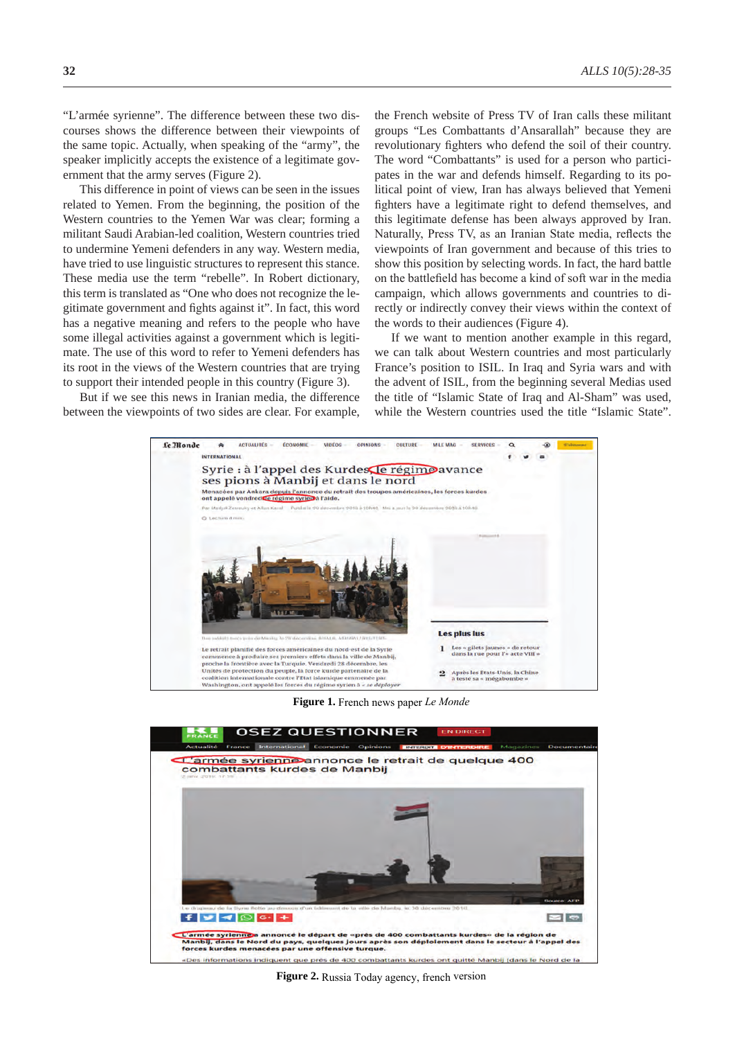"L'armée syrienne". The difference between these two discourses shows the difference between their viewpoints of the same topic. Actually, when speaking of the "army", the speaker implicitly accepts the existence of a legitimate government that the army serves (Figure 2).

This difference in point of views can be seen in the issues related to Yemen. From the beginning, the position of the Western countries to the Yemen War was clear; forming a militant Saudi Arabian-led coalition, Western countries tried to undermine Yemeni defenders in any way. Western media, have tried to use linguistic structures to represent this stance. These media use the term "rebelle". In Robert dictionary, this term is translated as "One who does not recognize the legitimate government and fights against it". In fact, this word has a negative meaning and refers to the people who have some illegal activities against a government which is legitimate. The use of this word to refer to Yemeni defenders has its root in the views of the Western countries that are trying to support their intended people in this country (Figure 3).

But if we see this news in Iranian media, the difference between the viewpoints of two sides are clear. For example, the French website of Press TV of Iran calls these militant groups "Les Combattants d'Ansarallah" because they are revolutionary fighters who defend the soil of their country. The word "Combattants" is used for a person who participates in the war and defends himself. Regarding to its political point of view, Iran has always believed that Yemeni fighters have a legitimate right to defend themselves, and this legitimate defense has been always approved by Iran. Naturally, Press TV, as an Iranian State media, reflects the viewpoints of Iran government and because of this tries to show this position by selecting words. In fact, the hard battle on the battlefield has become a kind of soft war in the media campaign, which allows governments and countries to directly or indirectly convey their views within the context of the words to their audiences (Figure 4).

If we want to mention another example in this regard, we can talk about Western countries and most particularly France's position to ISIL. In Iraq and Syria wars and with the advent of ISIL, from the beginning several Medias used the title of "Islamic State of Iraq and Al-Sham" was used, while the Western countries used the title "Islamic State".

**Figure 1.** French news paper *Le Monde*

**Figure 2.** Russia Today agency, french version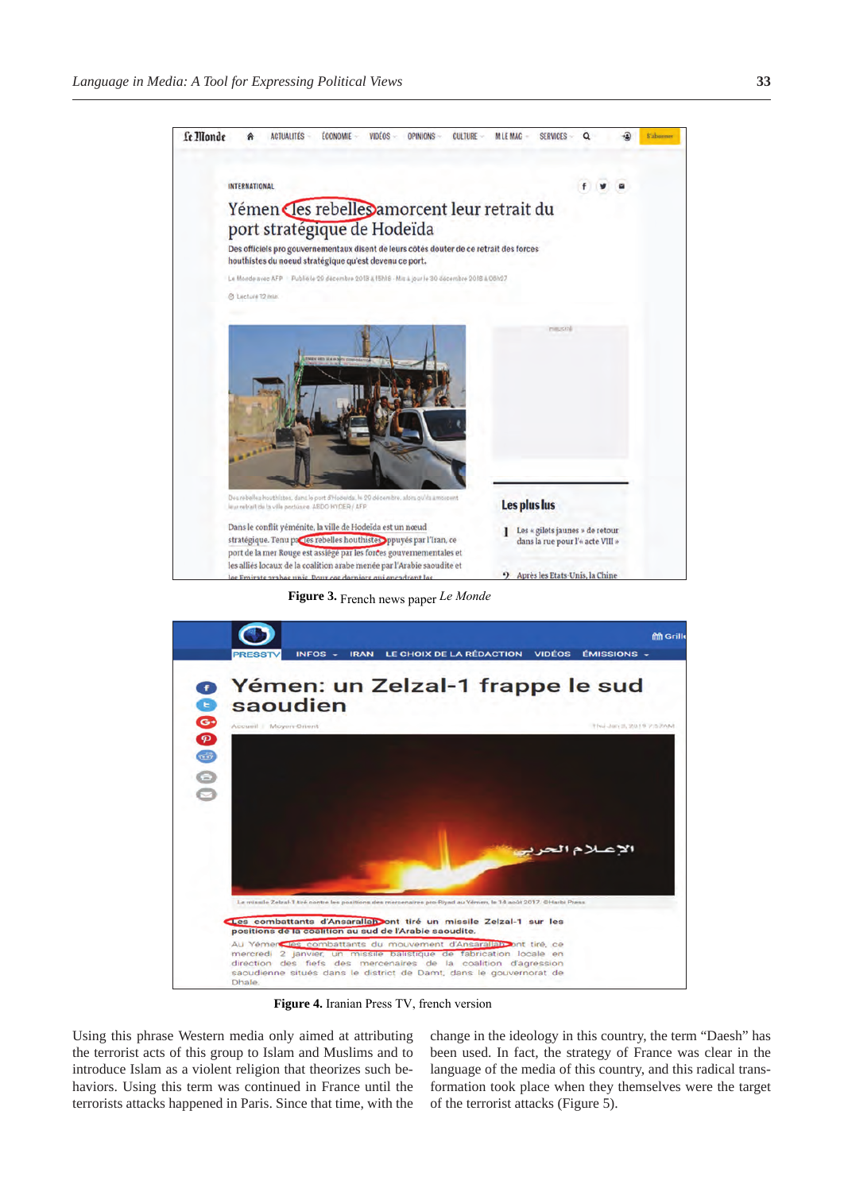Figure 3. French news paper *Le Monde*

Figure 4. Iranian Press TV, french version

Using this phrase Western media only aimed at attributing the terrorist acts of this group to Islam and Muslims and to introduce Islam as a violent religion that theorizes such behaviors. Using this term was continued in France until the terrorists attacks happened in Paris. Since that time, with the change in the ideology in this country, the term "Daesh" has been used. In fact, the strategy of France was clear in the language of the media of this country, and this radical transformation took place when they themselves were the target of the terrorist attacks (Figure 5).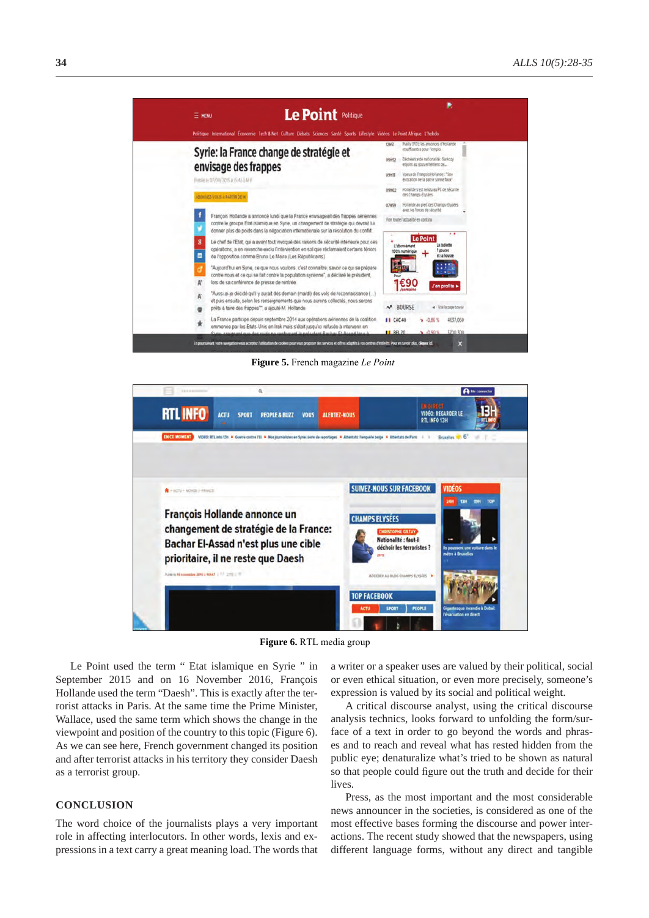**Figure 5.** French magazine *Le Point*

**Figure 6.** RTL media group

Le Point used the term " Etat islamique en Syrie " in September 2015 and on 16 November 2016, François Hollande used the term "Daesh". This is exactly after the terrorist attacks in Paris. At the same time the Prime Minister, Wallace, used the same term which shows the change in the viewpoint and position of the country to this topic (Figure 6). As we can see here, French government changed its position and after terrorist attacks in his territory they consider Daesh as a terrorist group.

## CONCLUSION

The word choice of the journalists plays a very important role in affecting interlocutors. In other words, lexis and expressions in a text carry a great meaning load. The words that a writer or a speaker uses are valued by their political, social or even ethical situation, or even more precisely, someone's expression is valued by its social and political weight.

A critical discourse analyst, using the critical discourse analysis technics, looks forward to unfolding the form/surface of a text in order to go beyond the words and phrases and to reach and reveal what has rested hidden from the public eye; denaturalize what's tried to be shown as natural so that people could figure out the truth and decide for their lives.

Press, as the most important and the most considerable news announcer in the societies, is considered as one of the most effective bases forming the discourse and power interactions. The recent study showed that the newspapers, using different language forms, without any direct and tangible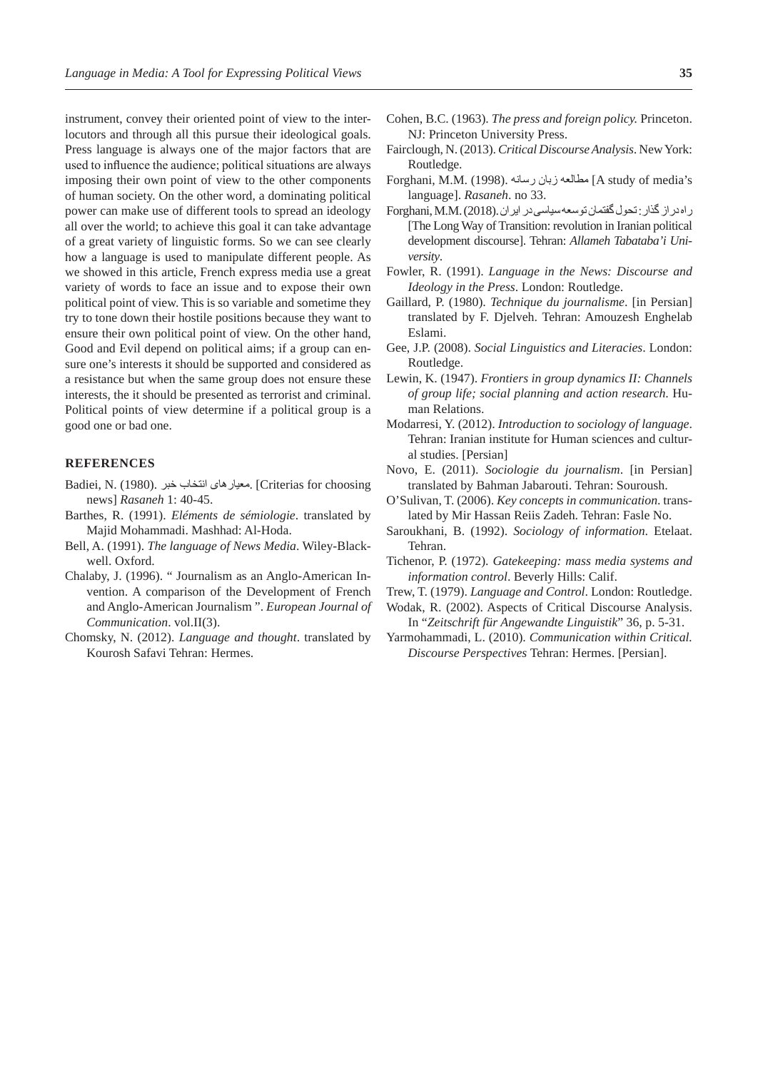instrument, convey their oriented point of view to the interlocutors and through all this pursue their ideological goals. Press language is always one of the major factors that are used to influence the audience; political situations are always imposing their own point of view to the other components of human society. On the other word, a dominating political power can make use of different tools to spread an ideology all over the world; to achieve this goal it can take advantage of a great variety of linguistic forms. So we can see clearly how a language is used to manipulate different people. As we showed in this article, French express media use a great variety of words to face an issue and to expose their own political point of view. This is so variable and sometime they try to tone down their hostile positions because they want to ensure their own political point of view. On the other hand, Good and Evil depend on political aims; if a group can ensure one's interests it should be supported and considered as a resistance but when the same group does not ensure these interests, the it should be presented as terrorist and criminal. Political points of view determine if a political group is a good one or bad one.

## REFERENCES

Badiei, N. (1980). معیارهای انتخاب خبر. [Criterias for choosing news] *Rasaneh* 1: 40-45.

Barthes, R. (1991). *Eléments de sémiologie*. translated by Majid Mohammadi. Mashhad: Al-Hoda.

Bell, A. (1991). *The language of News Media*. Wiley-Blackwell. Oxford.

Chalaby, J. (1996). " Journalism as an Anglo-American Invention. A comparison of the Development of French and Anglo-American Journalism ". *European Journal of Communication*. vol.II(3).

Chomsky, N. (2012). *Language and thought*. translated by Kourosh Safavi Tehran: Hermes.

Cohen, B.C. (1963). *The press and foreign policy.* Princeton. NJ: Princeton University Press.

Fairclough, N. (2013). *Critical Discourse Analysis*. New York: Routledge.

Forghani, M.M. (1998). مطالعه زبان رسانه [A study of media's language]. *Rasaneh*. no 33.

Forghani, M.M. (2018). راه دراز گذار: تحول گفتمان توسعه سیاسی در ایران. [The Long Way of Transition: revolution in Iranian political development discourse]. Tehran: *Allameh Tabataba'i University*.

Fowler, R. (1991). *Language in the News: Discourse and Ideology in the Press*. London: Routledge.

Gaillard, P. (1980). *Technique du journalisme*. [in Persian] translated by F. Djelveh. Tehran: Amouzesh Enghelab Eslami.

Gee, J.P. (2008). *Social Linguistics and Literacies*. London: Routledge.

Lewin, K. (1947). *Frontiers in group dynamics II: Channels of group life; social planning and action research*. Human Relations.

Modarresi, Y. (2012). *Introduction to sociology of language*. Tehran: Iranian institute for Human sciences and cultural studies. [Persian]

Novo, E. (2011). *Sociologie du journalism*. [in Persian] translated by Bahman Jabarouti. Tehran: Souroush.

O'Sulivan, T. (2006). *Key concepts in communication*. translated by Mir Hassan Reiis Zadeh. Tehran: Fasle No.

Saroukhani, B. (1992). *Sociology of information*. Etelaat. Tehran.

Tichenor, P. (1972). *Gatekeeping: mass media systems and information control*. Beverly Hills: Calif.

Trew, T. (1979). *Language and Control*. London: Routledge.

Wodak, R. (2002). Aspects of Critical Discourse Analysis. In "*Zeitschrift für Angewandte Linguistik*" 36, p. 5-31.

Yarmohammadi, L. (2010). *Communication within Critical. Discourse Perspectives* Tehran: Hermes. [Persian].